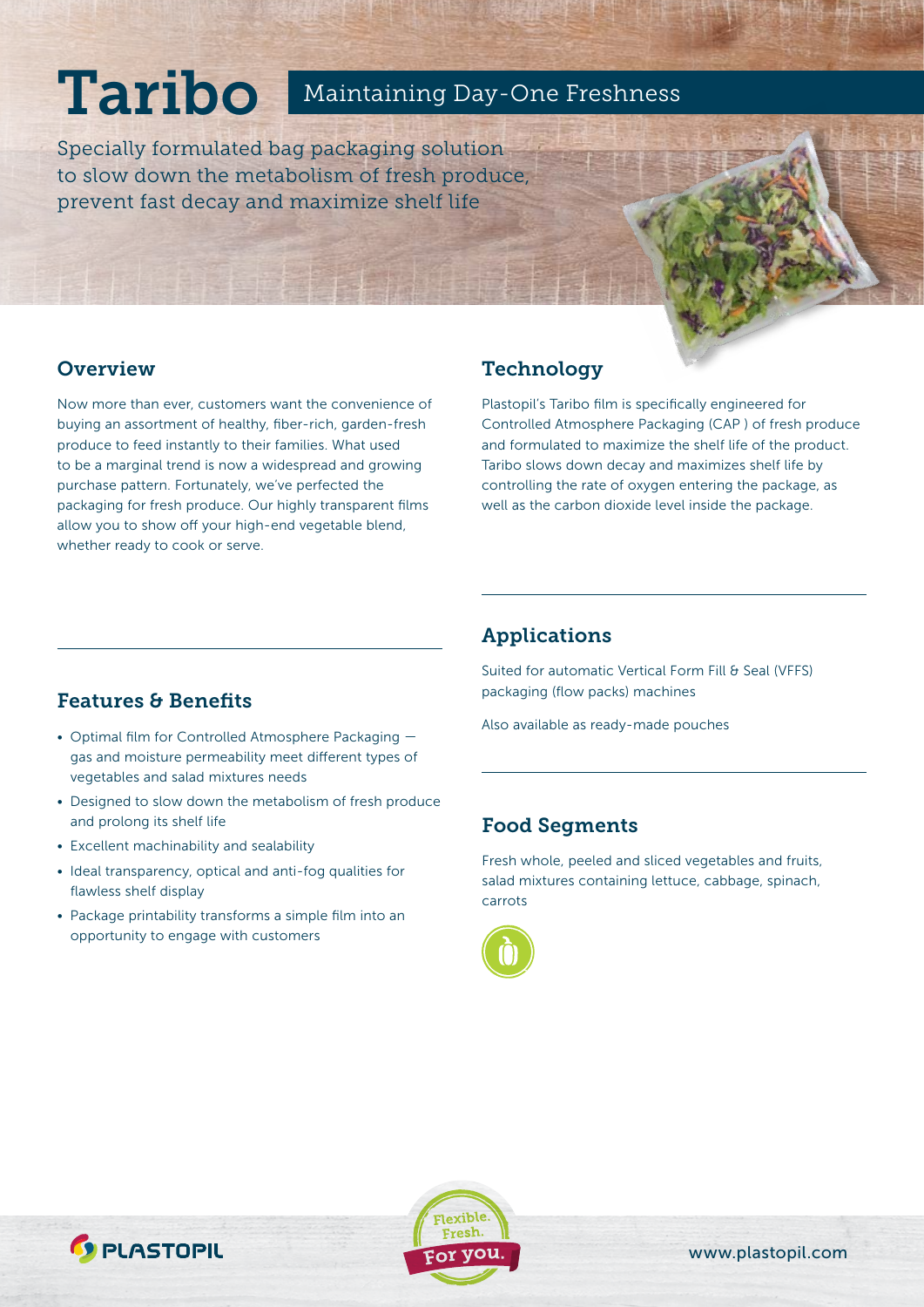# Taribo

## Maintaining Day-One Freshness

Specially formulated bag packaging solution to slow down the metabolism of fresh produce, prevent fast decay and maximize shelf life

## Overview

Now more than ever, customers want the convenience of buying an assortment of healthy, fiber-rich, garden-fresh produce to feed instantly to their families. What used to be a marginal trend is now a widespread and growing purchase pattern. Fortunately, we've perfected the packaging for fresh produce. Our highly transparent films allow you to show off your high-end vegetable blend, whether ready to cook or serve.

## Features & Benefits

- Optimal film for Controlled Atmosphere Packaging — gas and moisture permeability meet different types of vegetables and salad mixtures needs
- Designed to slow down the metabolism of fresh produce and prolong its shelf life
- Excellent machinability and sealability
- Ideal transparency, optical and anti-fog qualities for flawless shelf display
- Package printability transforms a simple film into an opportunity to engage with customers

## Technology

Plastopil's Taribo film is specifically engineered for Controlled Atmosphere Packaging (CAP ) of fresh produce and formulated to maximize the shelf life of the product. Taribo slows down decay and maximizes shelf life by controlling the rate of oxygen entering the package, as well as the carbon dioxide level inside the package.

## Applications

Suited for automatic Vertical Form Fill & Seal (VFFS) packaging (flow packs) machines

Also available as ready-made pouches

## Food Segments

Fresh whole, peeled and sliced vegetables and fruits, salad mixtures containing lettuce, cabbage, spinach, carrots

PLASTOPIL

Flexible. Fresh. For you.

www.plastopil.com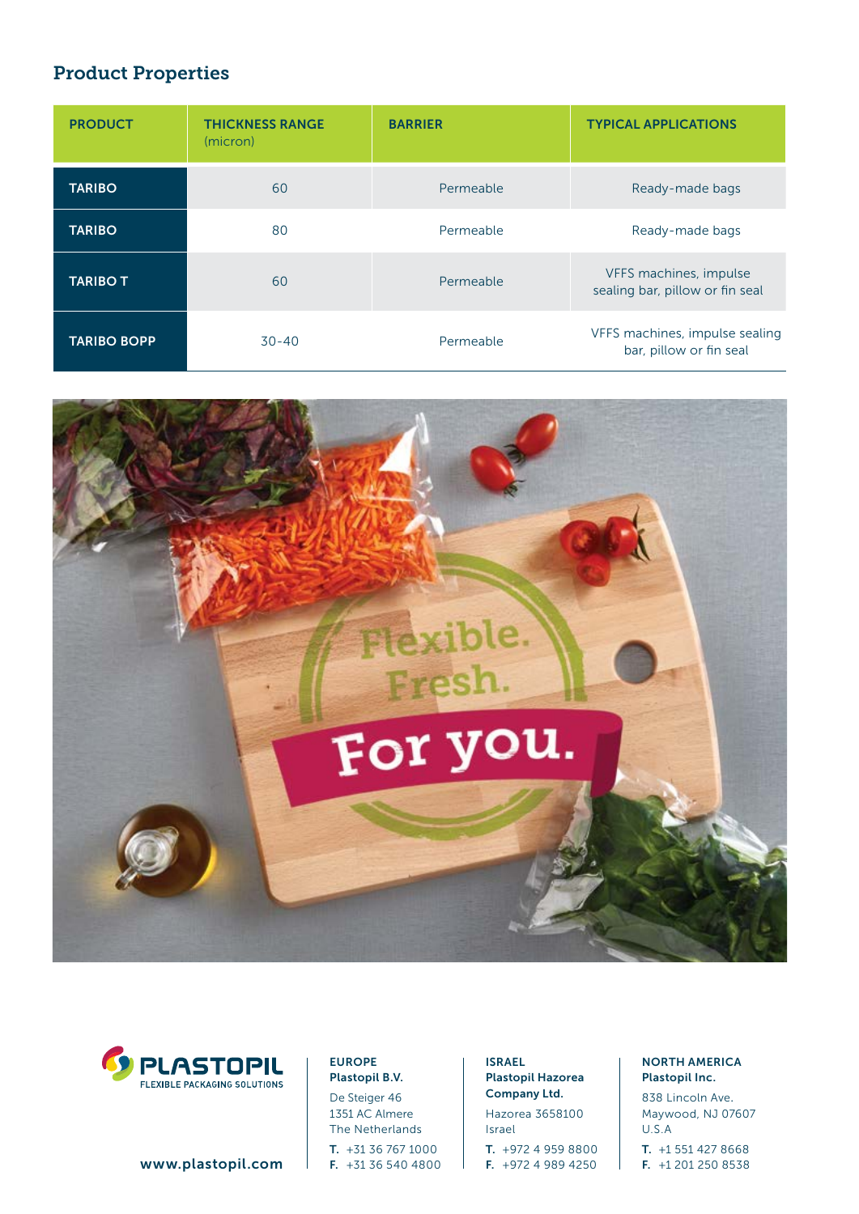## Product Properties

| PRODUCT | THICKNESS RANGE (micron) | BARRIER | TYPICAL APPLICATIONS |
|---|---|---|---|
| **TARIBO** | 60 | Permeable | Ready-made bags |
| **TARIBO** | 80 | Permeable | Ready-made bags |
| **TARIBO T** | 60 | Permeable | VFFS machines, impulse sealing bar, pillow or fin seal |
| **TARIBO BOPP** | 30-40 | Permeable | VFFS machines, impulse sealing bar, pillow or fin seal |

Flexible.
Fresh.
For you.

**PLASTOPIL**
FLEXIBLE PACKAGING SOLUTIONS

www.plastopil.com

**EUROPE**
**Plastopil B.V.**
De Steiger 46
1351 AC Almere
The Netherlands
**T.** +31 36 767 1000
**F.** +31 36 540 4800

**ISRAEL**
**Plastopil Hazorea Company Ltd.**
Hazorea 3658100
Israel
**T.** +972 4 959 8800
**F.** +972 4 989 4250

**NORTH AMERICA**
**Plastopil Inc.**
838 Lincoln Ave.
Maywood, NJ 07607
U.S.A
**T.** +1 551 427 8668
**F.** +1 201 250 8538